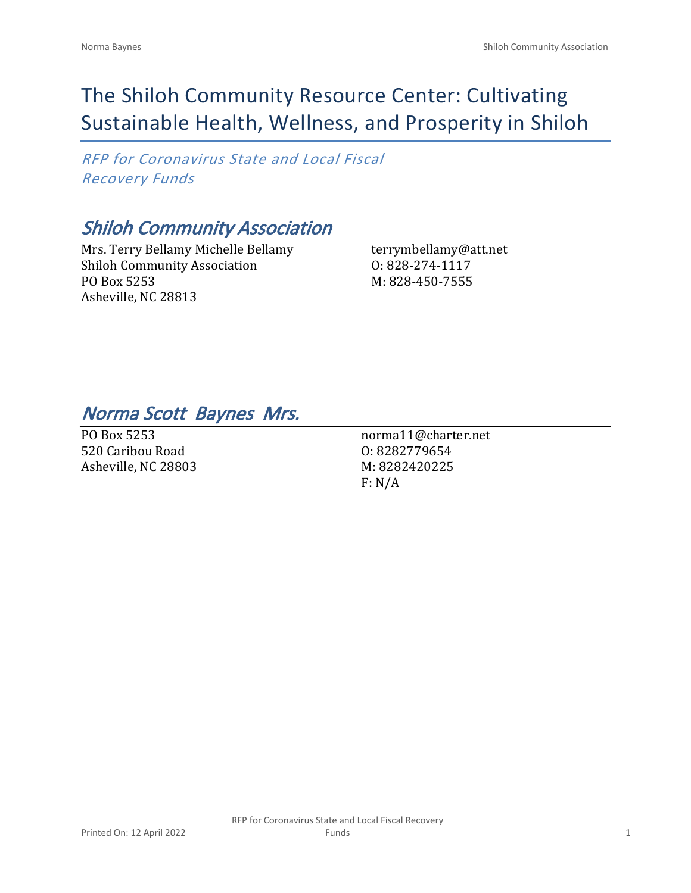# The Shiloh Community Resource Center: Cultivating Sustainable Health, Wellness, and Prosperity in Shiloh

*RFP for Coronavirus State and Local Fiscal Recovery Funds*

## *Shiloh Community Association*

Mrs. Terry Bellamy Michelle Bellamy
Shiloh Community Association
PO Box 5253
Asheville, NC 28813

terrymbellamy@att.net
O: 828-274-1117
M: 828-450-7555

## *Norma Scott Baynes Mrs.*

PO Box 5253
520 Caribou Road
Asheville, NC 28803

norma11@charter.net
O: 8282779654
M: 8282420225
F: N/A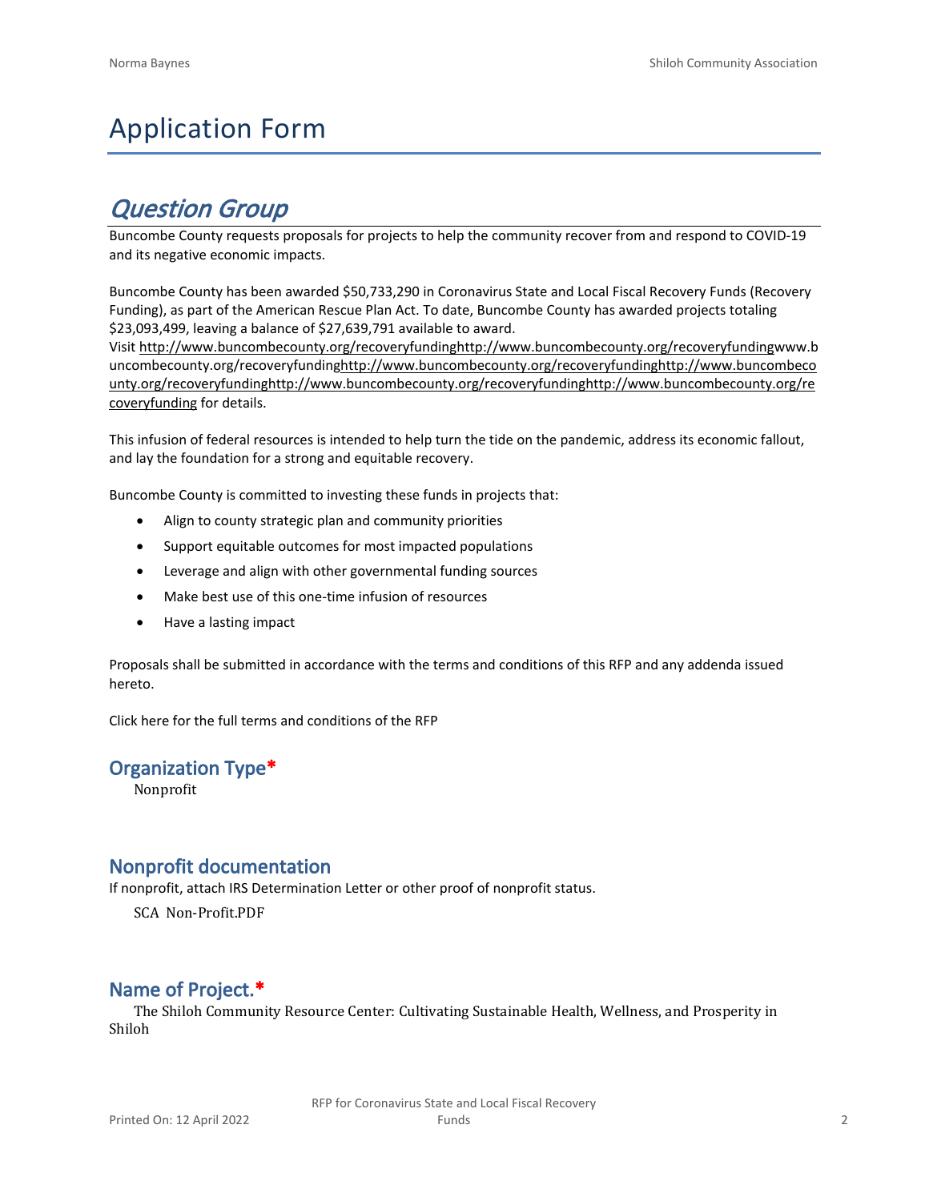# Application Form

## *Question Group*

Buncombe County requests proposals for projects to help the community recover from and respond to COVID-19 and its negative economic impacts.

Buncombe County has been awarded $50,733,290 in Coronavirus State and Local Fiscal Recovery Funds (Recovery Funding), as part of the American Rescue Plan Act. To date, Buncombe County has awarded projects totaling $23,093,499, leaving a balance of $27,639,791 available to award.
Visit http://www.buncombecounty.org/recoveryfundinghttp://www.buncombecounty.org/recoveryfundingwww.buncombecounty.org/recoveryfundinghttp://www.buncombecounty.org/recoveryfundinghttp://www.buncombecounty.org/recoveryfundinghttp://www.buncombecounty.org/recoveryfundinghttp://www.buncombecounty.org/recoveryfunding for details.

This infusion of federal resources is intended to help turn the tide on the pandemic, address its economic fallout, and lay the foundation for a strong and equitable recovery.

Buncombe County is committed to investing these funds in projects that:

- Align to county strategic plan and community priorities
- Support equitable outcomes for most impacted populations
- Leverage and align with other governmental funding sources
- Make best use of this one-time infusion of resources
- Have a lasting impact

Proposals shall be submitted in accordance with the terms and conditions of this RFP and any addenda issued hereto.

Click here for the full terms and conditions of the RFP

### Organization Type*

Nonprofit

### Nonprofit documentation

If nonprofit, attach IRS Determination Letter or other proof of nonprofit status.

SCA Non-Profit.PDF

### Name of Project.*

The Shiloh Community Resource Center: Cultivating Sustainable Health, Wellness, and Prosperity in Shiloh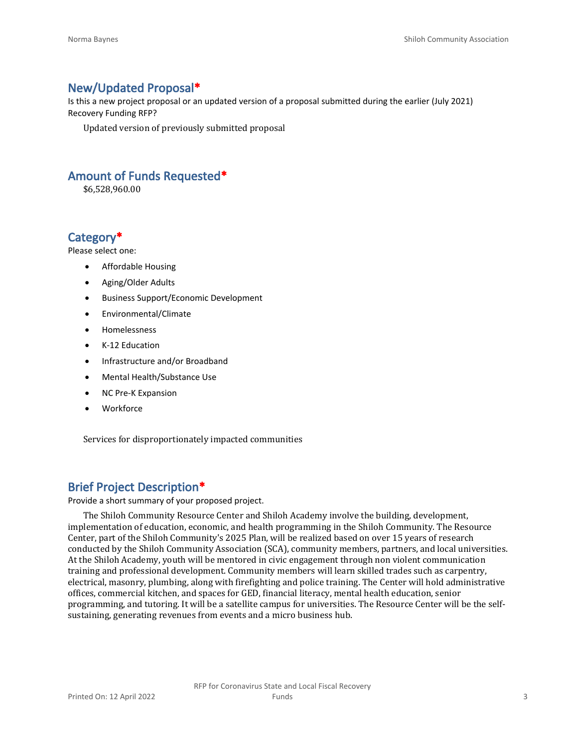## New/Updated Proposal*

Is this a new project proposal or an updated version of a proposal submitted during the earlier (July 2021) Recovery Funding RFP?

Updated version of previously submitted proposal

## Amount of Funds Requested*

$6,528,960.00

## Category*

Please select one:

- Affordable Housing
- Aging/Older Adults
- Business Support/Economic Development
- Environmental/Climate
- Homelessness
- K-12 Education
- Infrastructure and/or Broadband
- Mental Health/Substance Use
- NC Pre-K Expansion
- Workforce

Services for disproportionately impacted communities

## Brief Project Description*

Provide a short summary of your proposed project.

The Shiloh Community Resource Center and Shiloh Academy involve the building, development, implementation of education, economic, and health programming in the Shiloh Community. The Resource Center, part of the Shiloh Community's 2025 Plan, will be realized based on over 15 years of research conducted by the Shiloh Community Association (SCA), community members, partners, and local universities. At the Shiloh Academy, youth will be mentored in civic engagement through non violent communication training and professional development. Community members will learn skilled trades such as carpentry, electrical, masonry, plumbing, along with firefighting and police training. The Center will hold administrative offices, commercial kitchen, and spaces for GED, financial literacy, mental health education, senior programming, and tutoring. It will be a satellite campus for universities. The Resource Center will be the self-sustaining, generating revenues from events and a micro business hub.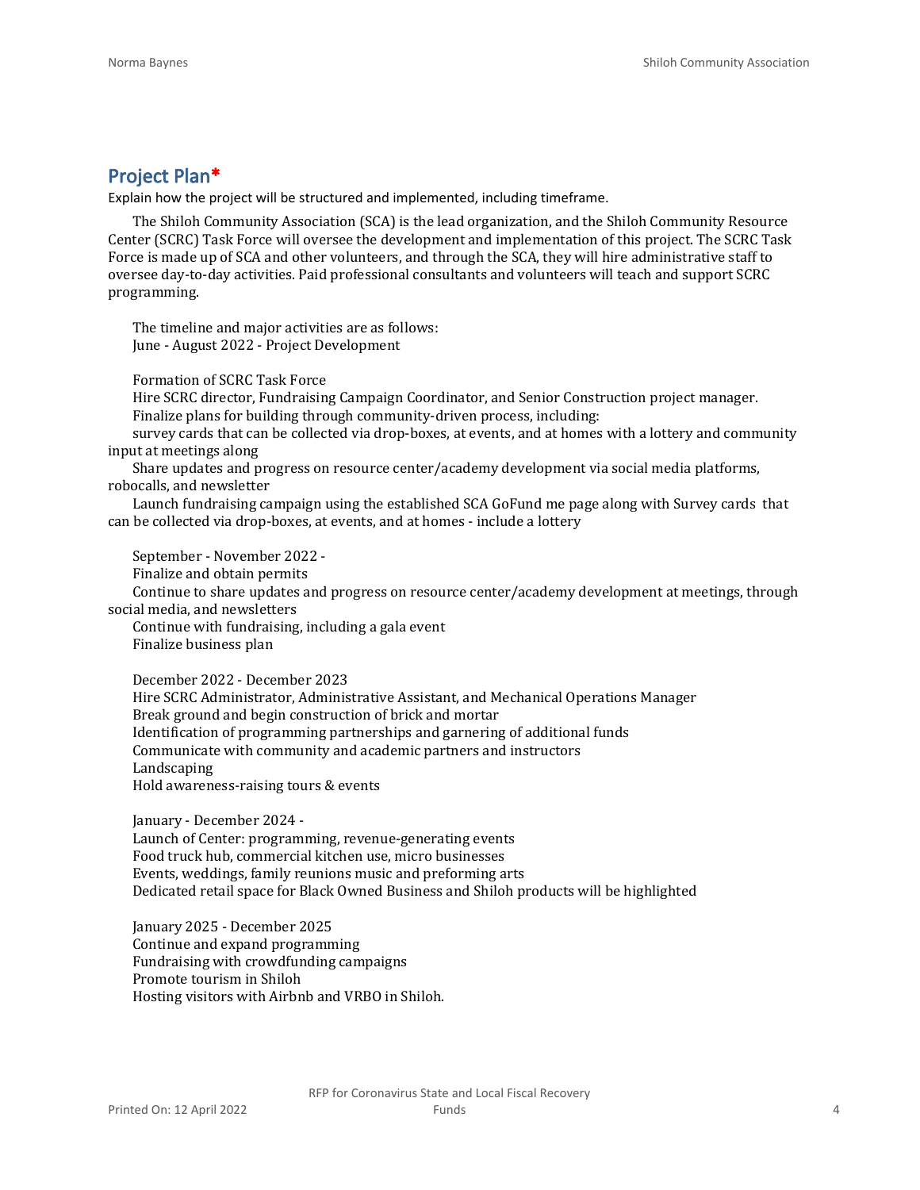## Project Plan*

Explain how the project will be structured and implemented, including timeframe.

The Shiloh Community Association (SCA) is the lead organization, and the Shiloh Community Resource Center (SCRC) Task Force will oversee the development and implementation of this project. The SCRC Task Force is made up of SCA and other volunteers, and through the SCA, they will hire administrative staff to oversee day-to-day activities. Paid professional consultants and volunteers will teach and support SCRC programming.

The timeline and major activities are as follows:
June - August 2022 - Project Development

Formation of SCRC Task Force
Hire SCRC director, Fundraising Campaign Coordinator, and Senior Construction project manager.
Finalize plans for building through community-driven process, including:
survey cards that can be collected via drop-boxes, at events, and at homes with a lottery and community input at meetings along
Share updates and progress on resource center/academy development via social media platforms, robocalls, and newsletter
Launch fundraising campaign using the established SCA GoFund me page along with Survey cards that can be collected via drop-boxes, at events, and at homes - include a lottery

September - November 2022 -
Finalize and obtain permits
Continue to share updates and progress on resource center/academy development at meetings, through social media, and newsletters
Continue with fundraising, including a gala event
Finalize business plan

December 2022 - December 2023
Hire SCRC Administrator, Administrative Assistant, and Mechanical Operations Manager
Break ground and begin construction of brick and mortar
Identification of programming partnerships and garnering of additional funds
Communicate with community and academic partners and instructors
Landscaping
Hold awareness-raising tours & events

January - December 2024 -
Launch of Center: programming, revenue-generating events
Food truck hub, commercial kitchen use, micro businesses
Events, weddings, family reunions music and preforming arts
Dedicated retail space for Black Owned Business and Shiloh products will be highlighted

January 2025 - December 2025
Continue and expand programming
Fundraising with crowdfunding campaigns
Promote tourism in Shiloh
Hosting visitors with Airbnb and VRBO in Shiloh.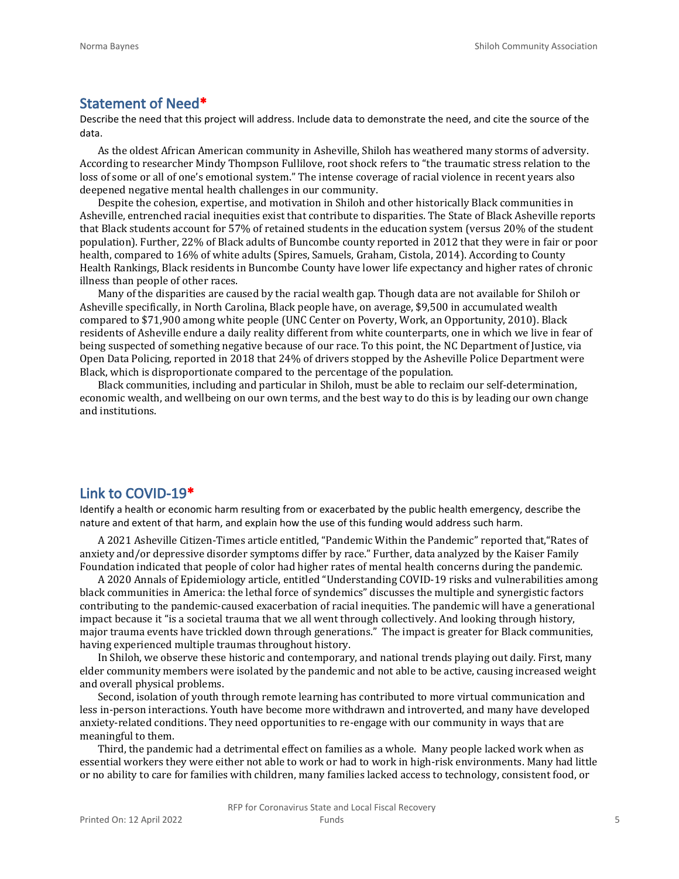## Statement of Need*

Describe the need that this project will address. Include data to demonstrate the need, and cite the source of the data.

As the oldest African American community in Asheville, Shiloh has weathered many storms of adversity. According to researcher Mindy Thompson Fullilove, root shock refers to "the traumatic stress relation to the loss of some or all of one's emotional system." The intense coverage of racial violence in recent years also deepened negative mental health challenges in our community.

Despite the cohesion, expertise, and motivation in Shiloh and other historically Black communities in Asheville, entrenched racial inequities exist that contribute to disparities. The State of Black Asheville reports that Black students account for 57% of retained students in the education system (versus 20% of the student population). Further, 22% of Black adults of Buncombe county reported in 2012 that they were in fair or poor health, compared to 16% of white adults (Spires, Samuels, Graham, Cistola, 2014). According to County Health Rankings, Black residents in Buncombe County have lower life expectancy and higher rates of chronic illness than people of other races.

Many of the disparities are caused by the racial wealth gap. Though data are not available for Shiloh or Asheville specifically, in North Carolina, Black people have, on average, $9,500 in accumulated wealth compared to $71,900 among white people (UNC Center on Poverty, Work, an Opportunity, 2010). Black residents of Asheville endure a daily reality different from white counterparts, one in which we live in fear of being suspected of something negative because of our race. To this point, the NC Department of Justice, via Open Data Policing, reported in 2018 that 24% of drivers stopped by the Asheville Police Department were Black, which is disproportionate compared to the percentage of the population.

Black communities, including and particular in Shiloh, must be able to reclaim our self-determination, economic wealth, and wellbeing on our own terms, and the best way to do this is by leading our own change and institutions.

## Link to COVID-19*

Identify a health or economic harm resulting from or exacerbated by the public health emergency, describe the nature and extent of that harm, and explain how the use of this funding would address such harm.

A 2021 Asheville Citizen-Times article entitled, "Pandemic Within the Pandemic" reported that,"Rates of anxiety and/or depressive disorder symptoms differ by race." Further, data analyzed by the Kaiser Family Foundation indicated that people of color had higher rates of mental health concerns during the pandemic.

A 2020 Annals of Epidemiology article, entitled "Understanding COVID-19 risks and vulnerabilities among black communities in America: the lethal force of syndemics" discusses the multiple and synergistic factors contributing to the pandemic-caused exacerbation of racial inequities. The pandemic will have a generational impact because it "is a societal trauma that we all went through collectively. And looking through history, major trauma events have trickled down through generations." The impact is greater for Black communities, having experienced multiple traumas throughout history.

In Shiloh, we observe these historic and contemporary, and national trends playing out daily. First, many elder community members were isolated by the pandemic and not able to be active, causing increased weight and overall physical problems.

Second, isolation of youth through remote learning has contributed to more virtual communication and less in-person interactions. Youth have become more withdrawn and introverted, and many have developed anxiety-related conditions. They need opportunities to re-engage with our community in ways that are meaningful to them.

Third, the pandemic had a detrimental effect on families as a whole. Many people lacked work when as essential workers they were either not able to work or had to work in high-risk environments. Many had little or no ability to care for families with children, many families lacked access to technology, consistent food, or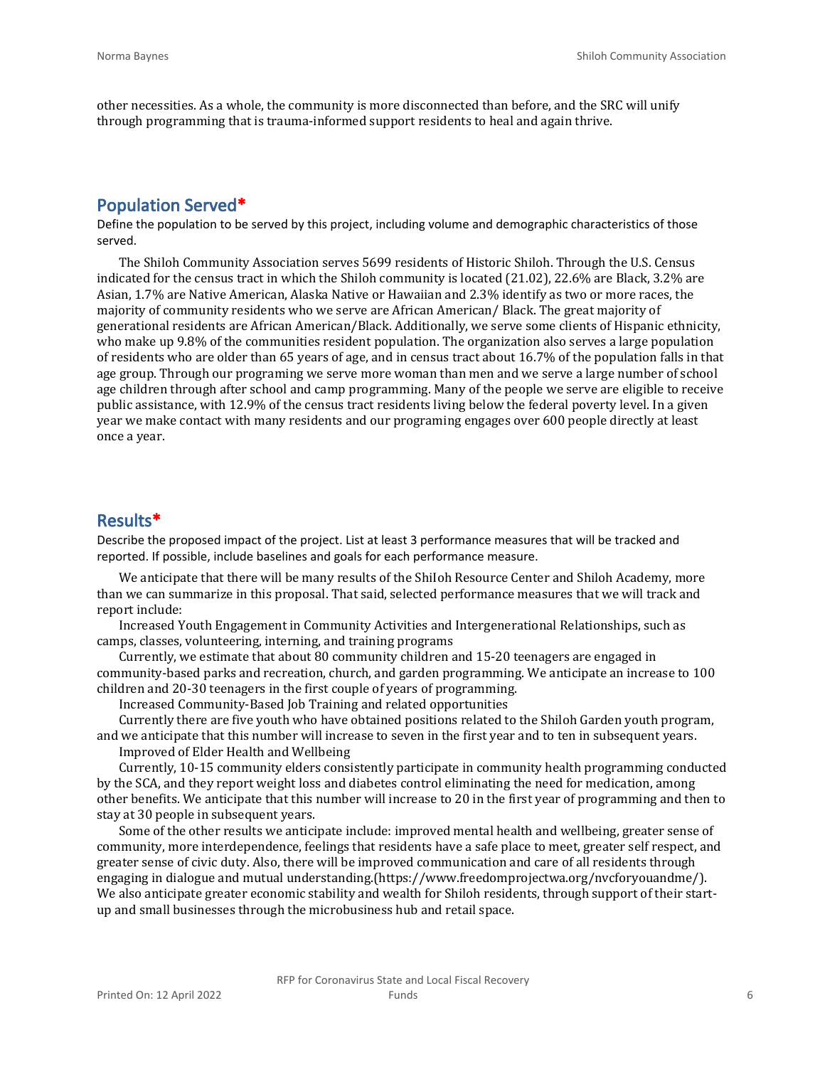other necessities. As a whole, the community is more disconnected than before, and the SRC will unify through programming that is trauma-informed support residents to heal and again thrive.

## Population Served*

Define the population to be served by this project, including volume and demographic characteristics of those served.

The Shiloh Community Association serves 5699 residents of Historic Shiloh. Through the U.S. Census indicated for the census tract in which the Shiloh community is located (21.02), 22.6% are Black, 3.2% are Asian, 1.7% are Native American, Alaska Native or Hawaiian and 2.3% identify as two or more races, the majority of community residents who we serve are African American/ Black. The great majority of generational residents are African American/Black. Additionally, we serve some clients of Hispanic ethnicity, who make up 9.8% of the communities resident population. The organization also serves a large population of residents who are older than 65 years of age, and in census tract about 16.7% of the population falls in that age group. Through our programing we serve more woman than men and we serve a large number of school age children through after school and camp programming. Many of the people we serve are eligible to receive public assistance, with 12.9% of the census tract residents living below the federal poverty level. In a given year we make contact with many residents and our programing engages over 600 people directly at least once a year.

## Results*

Describe the proposed impact of the project. List at least 3 performance measures that will be tracked and reported. If possible, include baselines and goals for each performance measure.

We anticipate that there will be many results of the ShiIoh Resource Center and Shiloh Academy, more than we can summarize in this proposal. That said, selected performance measures that we will track and report include:

Increased Youth Engagement in Community Activities and Intergenerational Relationships, such as camps, classes, volunteering, interning, and training programs

Currently, we estimate that about 80 community children and 15-20 teenagers are engaged in community-based parks and recreation, church, and garden programming. We anticipate an increase to 100 children and 20-30 teenagers in the first couple of years of programming.

Increased Community-Based Job Training and related opportunities

Currently there are five youth who have obtained positions related to the Shiloh Garden youth program, and we anticipate that this number will increase to seven in the first year and to ten in subsequent years.

Improved of Elder Health and Wellbeing

Currently, 10-15 community elders consistently participate in community health programming conducted by the SCA, and they report weight loss and diabetes control eliminating the need for medication, among other benefits. We anticipate that this number will increase to 20 in the first year of programming and then to stay at 30 people in subsequent years.

Some of the other results we anticipate include: improved mental health and wellbeing, greater sense of community, more interdependence, feelings that residents have a safe place to meet, greater self respect, and greater sense of civic duty. Also, there will be improved communication and care of all residents through engaging in dialogue and mutual understanding.(https://www.freedomprojectwa.org/nvcforyouandme/). We also anticipate greater economic stability and wealth for Shiloh residents, through support of their start-up and small businesses through the microbusiness hub and retail space.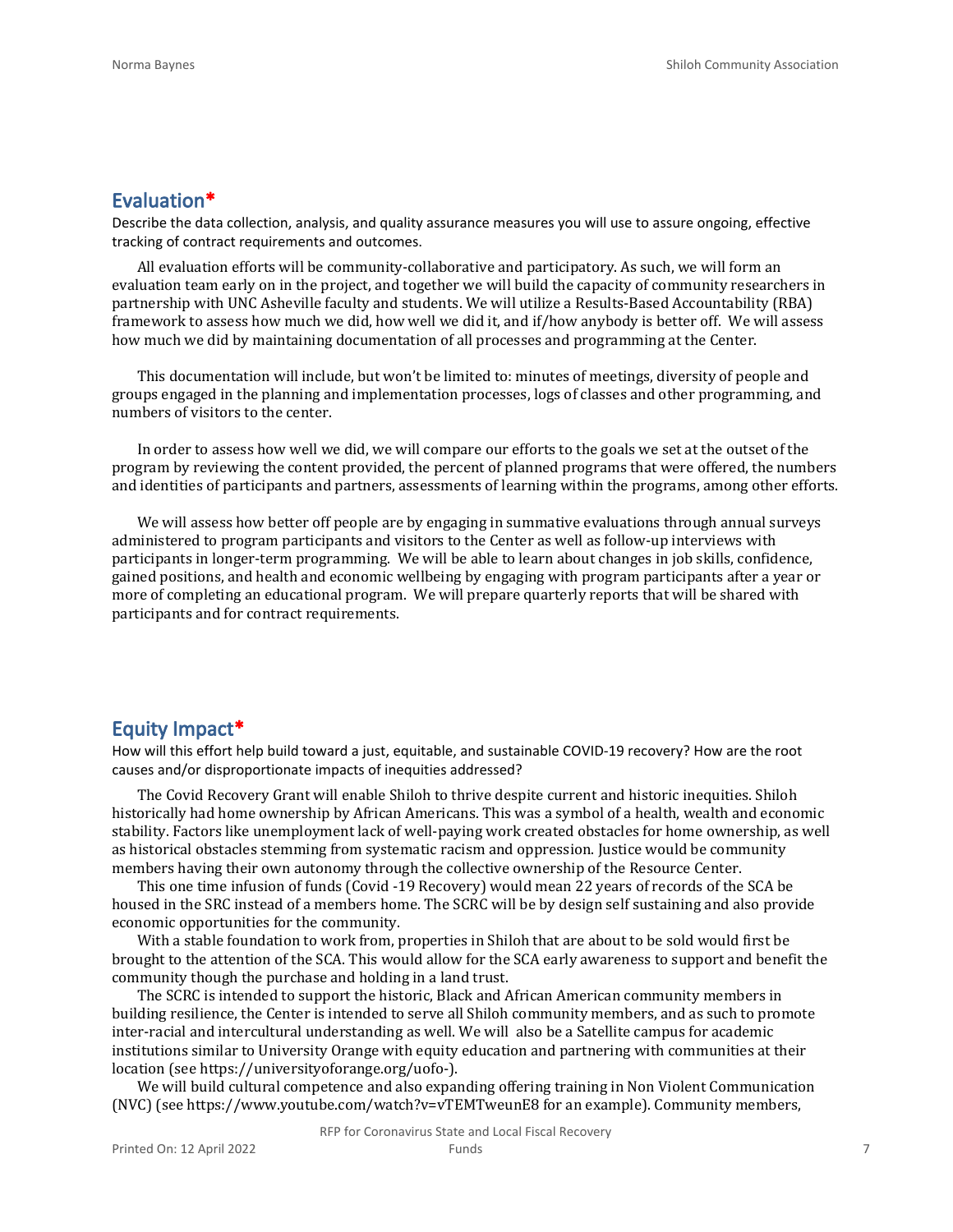## Evaluation*

Describe the data collection, analysis, and quality assurance measures you will use to assure ongoing, effective tracking of contract requirements and outcomes.

All evaluation efforts will be community-collaborative and participatory. As such, we will form an evaluation team early on in the project, and together we will build the capacity of community researchers in partnership with UNC Asheville faculty and students. We will utilize a Results-Based Accountability (RBA) framework to assess how much we did, how well we did it, and if/how anybody is better off. We will assess how much we did by maintaining documentation of all processes and programming at the Center.

This documentation will include, but won't be limited to: minutes of meetings, diversity of people and groups engaged in the planning and implementation processes, logs of classes and other programming, and numbers of visitors to the center.

In order to assess how well we did, we will compare our efforts to the goals we set at the outset of the program by reviewing the content provided, the percent of planned programs that were offered, the numbers and identities of participants and partners, assessments of learning within the programs, among other efforts.

We will assess how better off people are by engaging in summative evaluations through annual surveys administered to program participants and visitors to the Center as well as follow-up interviews with participants in longer-term programming. We will be able to learn about changes in job skills, confidence, gained positions, and health and economic wellbeing by engaging with program participants after a year or more of completing an educational program. We will prepare quarterly reports that will be shared with participants and for contract requirements.

## Equity Impact*

How will this effort help build toward a just, equitable, and sustainable COVID-19 recovery? How are the root causes and/or disproportionate impacts of inequities addressed?

The Covid Recovery Grant will enable Shiloh to thrive despite current and historic inequities. Shiloh historically had home ownership by African Americans. This was a symbol of a health, wealth and economic stability. Factors like unemployment lack of well-paying work created obstacles for home ownership, as well as historical obstacles stemming from systematic racism and oppression. Justice would be community members having their own autonomy through the collective ownership of the Resource Center.

This one time infusion of funds (Covid -19 Recovery) would mean 22 years of records of the SCA be housed in the SRC instead of a members home. The SCRC will be by design self sustaining and also provide economic opportunities for the community.

With a stable foundation to work from, properties in Shiloh that are about to be sold would first be brought to the attention of the SCA. This would allow for the SCA early awareness to support and benefit the community though the purchase and holding in a land trust.

The SCRC is intended to support the historic, Black and African American community members in building resilience, the Center is intended to serve all Shiloh community members, and as such to promote inter-racial and intercultural understanding as well. We will also be a Satellite campus for academic institutions similar to University Orange with equity education and partnering with communities at their location (see https://universityoforange.org/uofo-).

We will build cultural competence and also expanding offering training in Non Violent Communication (NVC) (see https://www.youtube.com/watch?v=vTEMTweunE8 for an example). Community members,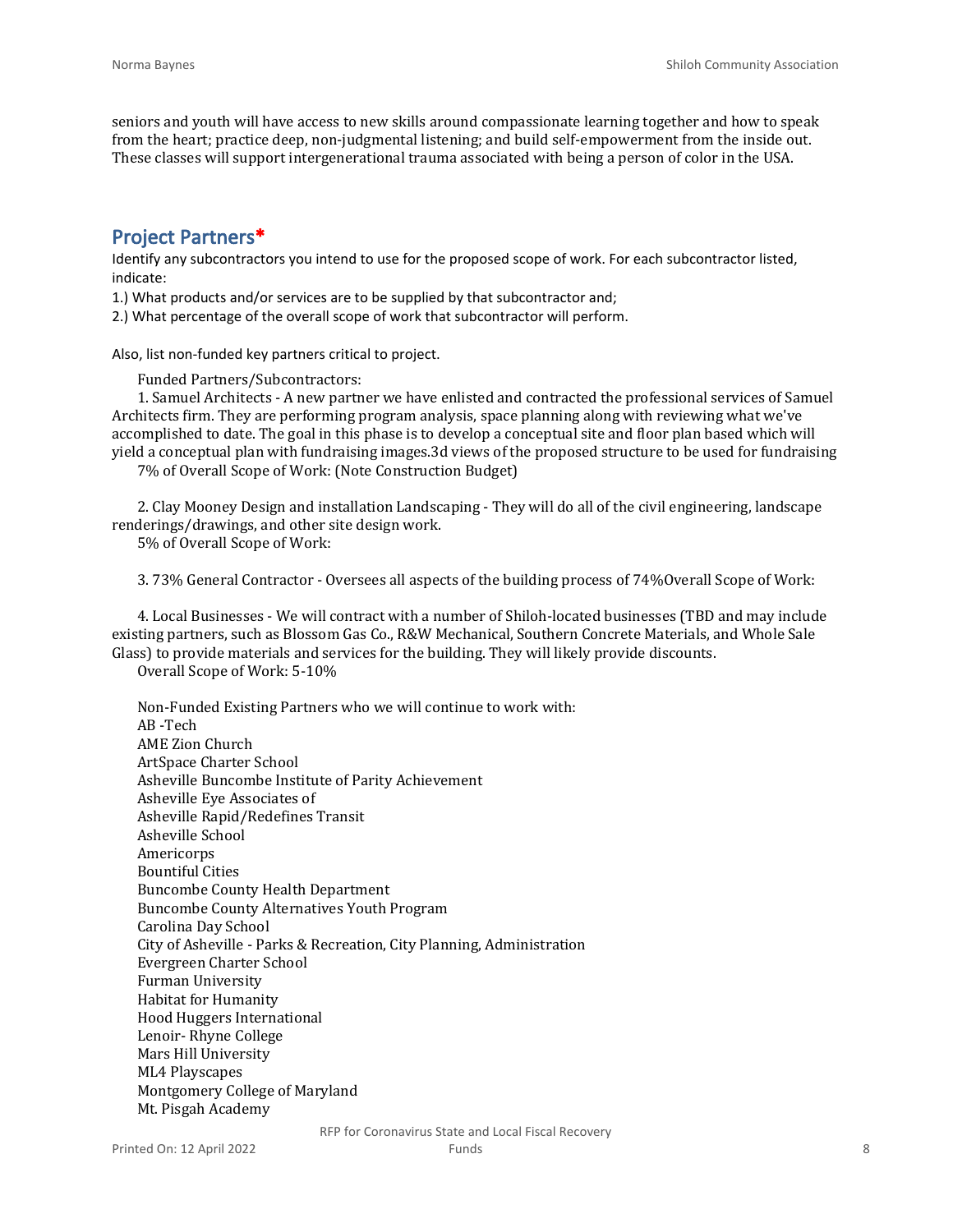seniors and youth will have access to new skills around compassionate learning together and how to speak from the heart; practice deep, non-judgmental listening; and build self-empowerment from the inside out. These classes will support intergenerational trauma associated with being a person of color in the USA.

## Project Partners*

Identify any subcontractors you intend to use for the proposed scope of work. For each subcontractor listed, indicate:

1.) What products and/or services are to be supplied by that subcontractor and;

2.) What percentage of the overall scope of work that subcontractor will perform.

Also, list non-funded key partners critical to project.

Funded Partners/Subcontractors:

1. Samuel Architects - A new partner we have enlisted and contracted the professional services of Samuel Architects firm. They are performing program analysis, space planning along with reviewing what we've accomplished to date. The goal in this phase is to develop a conceptual site and floor plan based which will yield a conceptual plan with fundraising images.3d views of the proposed structure to be used for fundraising

7% of Overall Scope of Work: (Note Construction Budget)

2. Clay Mooney Design and installation Landscaping - They will do all of the civil engineering, landscape renderings/drawings, and other site design work.

5% of Overall Scope of Work:

3. 73% General Contractor - Oversees all aspects of the building process of 74%Overall Scope of Work:

4. Local Businesses - We will contract with a number of Shiloh-located businesses (TBD and may include existing partners, such as Blossom Gas Co., R&W Mechanical, Southern Concrete Materials, and Whole Sale Glass) to provide materials and services for the building. They will likely provide discounts.

Overall Scope of Work: 5-10%

Non-Funded Existing Partners who we will continue to work with:

AB -Tech
AME Zion Church
ArtSpace Charter School
Asheville Buncombe Institute of Parity Achievement
Asheville Eye Associates of
Asheville Rapid/Redefines Transit
Asheville School
Americorps
Bountiful Cities
Buncombe County Health Department
Buncombe County Alternatives Youth Program
Carolina Day School
City of Asheville - Parks & Recreation, City Planning, Administration
Evergreen Charter School
Furman University
Habitat for Humanity
Hood Huggers International
Lenoir- Rhyne College
Mars Hill University
ML4 Playscapes
Montgomery College of Maryland
Mt. Pisgah Academy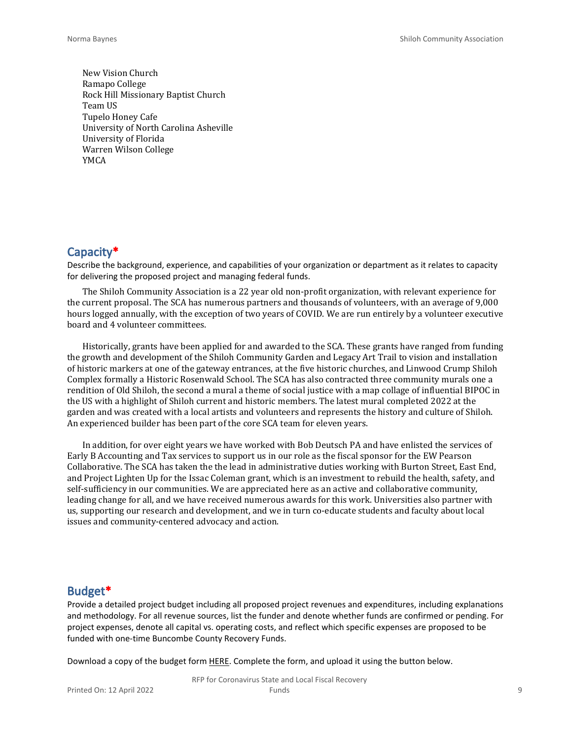New Vision Church
Ramapo College
Rock Hill Missionary Baptist Church
Team US
Tupelo Honey Cafe
University of North Carolina Asheville
University of Florida
Warren Wilson College
YMCA

## Capacity*

Describe the background, experience, and capabilities of your organization or department as it relates to capacity for delivering the proposed project and managing federal funds.

The Shiloh Community Association is a 22 year old non-profit organization, with relevant experience for the current proposal. The SCA has numerous partners and thousands of volunteers, with an average of 9,000 hours logged annually, with the exception of two years of COVID. We are run entirely by a volunteer executive board and 4 volunteer committees.

Historically, grants have been applied for and awarded to the SCA. These grants have ranged from funding the growth and development of the Shiloh Community Garden and Legacy Art Trail to vision and installation of historic markers at one of the gateway entrances, at the five historic churches, and Linwood Crump Shiloh Complex formally a Historic Rosenwald School. The SCA has also contracted three community murals one a rendition of Old Shiloh, the second a mural a theme of social justice with a map collage of influential BIPOC in the US with a highlight of Shiloh current and historic members. The latest mural completed 2022 at the garden and was created with a local artists and volunteers and represents the history and culture of Shiloh. An experienced builder has been part of the core SCA team for eleven years.

In addition, for over eight years we have worked with Bob Deutsch PA and have enlisted the services of Early B Accounting and Tax services to support us in our role as the fiscal sponsor for the EW Pearson Collaborative. The SCA has taken the the lead in administrative duties working with Burton Street, East End, and Project Lighten Up for the Issac Coleman grant, which is an investment to rebuild the health, safety, and self-sufficiency in our communities. We are appreciated here as an active and collaborative community, leading change for all, and we have received numerous awards for this work. Universities also partner with us, supporting our research and development, and we in turn co-educate students and faculty about local issues and community-centered advocacy and action.

## Budget*

Provide a detailed project budget including all proposed project revenues and expenditures, including explanations and methodology. For all revenue sources, list the funder and denote whether funds are confirmed or pending. For project expenses, denote all capital vs. operating costs, and reflect which specific expenses are proposed to be funded with one-time Buncombe County Recovery Funds.

Download a copy of the budget form HERE. Complete the form, and upload it using the button below.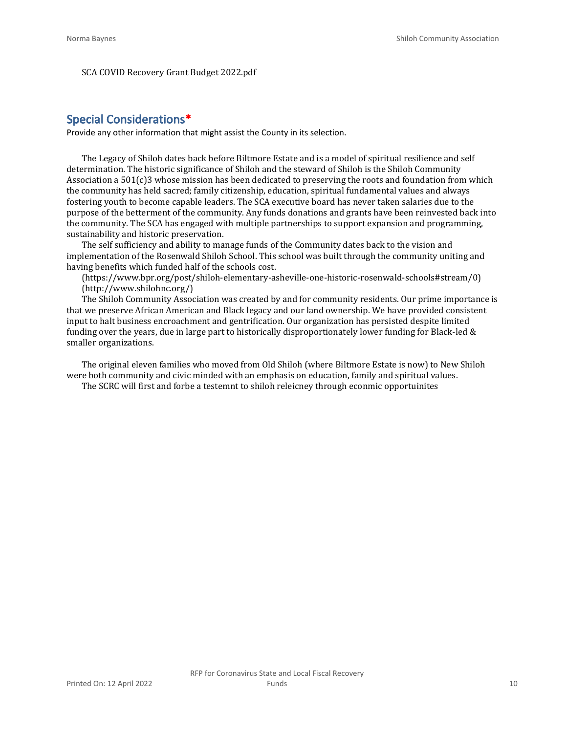SCA COVID Recovery Grant Budget 2022.pdf

## Special Considerations*

Provide any other information that might assist the County in its selection.

The Legacy of Shiloh dates back before Biltmore Estate and is a model of spiritual resilience and self determination. The historic significance of Shiloh and the steward of Shiloh is the Shiloh Community Association a 501(c)3 whose mission has been dedicated to preserving the roots and foundation from which the community has held sacred; family citizenship, education, spiritual fundamental values and always fostering youth to become capable leaders. The SCA executive board has never taken salaries due to the purpose of the betterment of the community. Any funds donations and grants have been reinvested back into the community. The SCA has engaged with multiple partnerships to support expansion and programming, sustainability and historic preservation.

The self sufficiency and ability to manage funds of the Community dates back to the vision and implementation of the Rosenwald Shiloh School. This school was built through the community uniting and having benefits which funded half of the schools cost.

(https://www.bpr.org/post/shiloh-elementary-asheville-one-historic-rosenwald-schools#stream/0)
(http://www.shilohnc.org/)

The Shiloh Community Association was created by and for community residents. Our prime importance is that we preserve African American and Black legacy and our land ownership. We have provided consistent input to halt business encroachment and gentrification. Our organization has persisted despite limited funding over the years, due in large part to historically disproportionately lower funding for Black-led & smaller organizations.

The original eleven families who moved from Old Shiloh (where Biltmore Estate is now) to New Shiloh were both community and civic minded with an emphasis on education, family and spiritual values.

The SCRC will first and forbe a testemnt to shiloh releicney through econmic opportuinites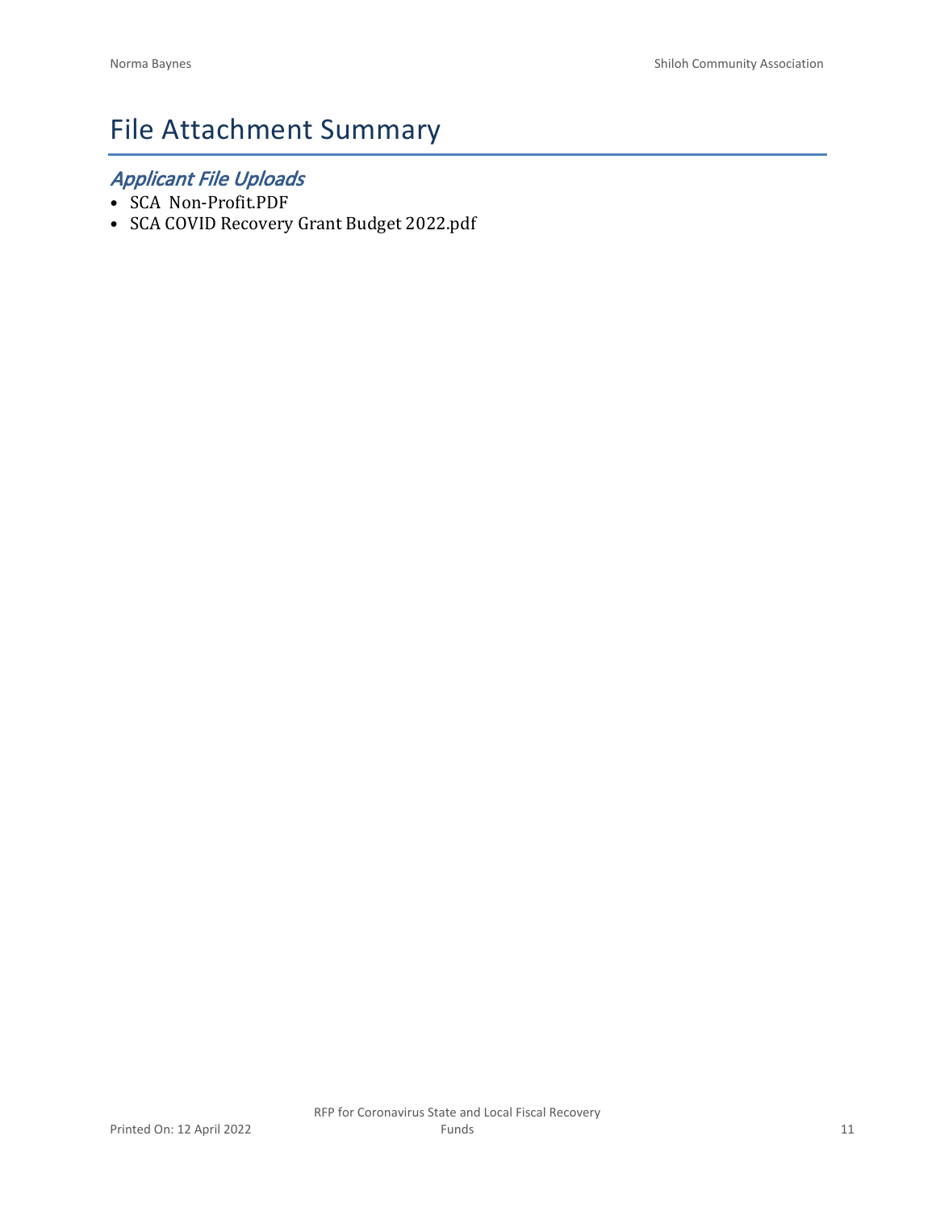# File Attachment Summary

## *Applicant File Uploads*

- SCA  Non-Profit.PDF
- SCA COVID Recovery Grant Budget 2022.pdf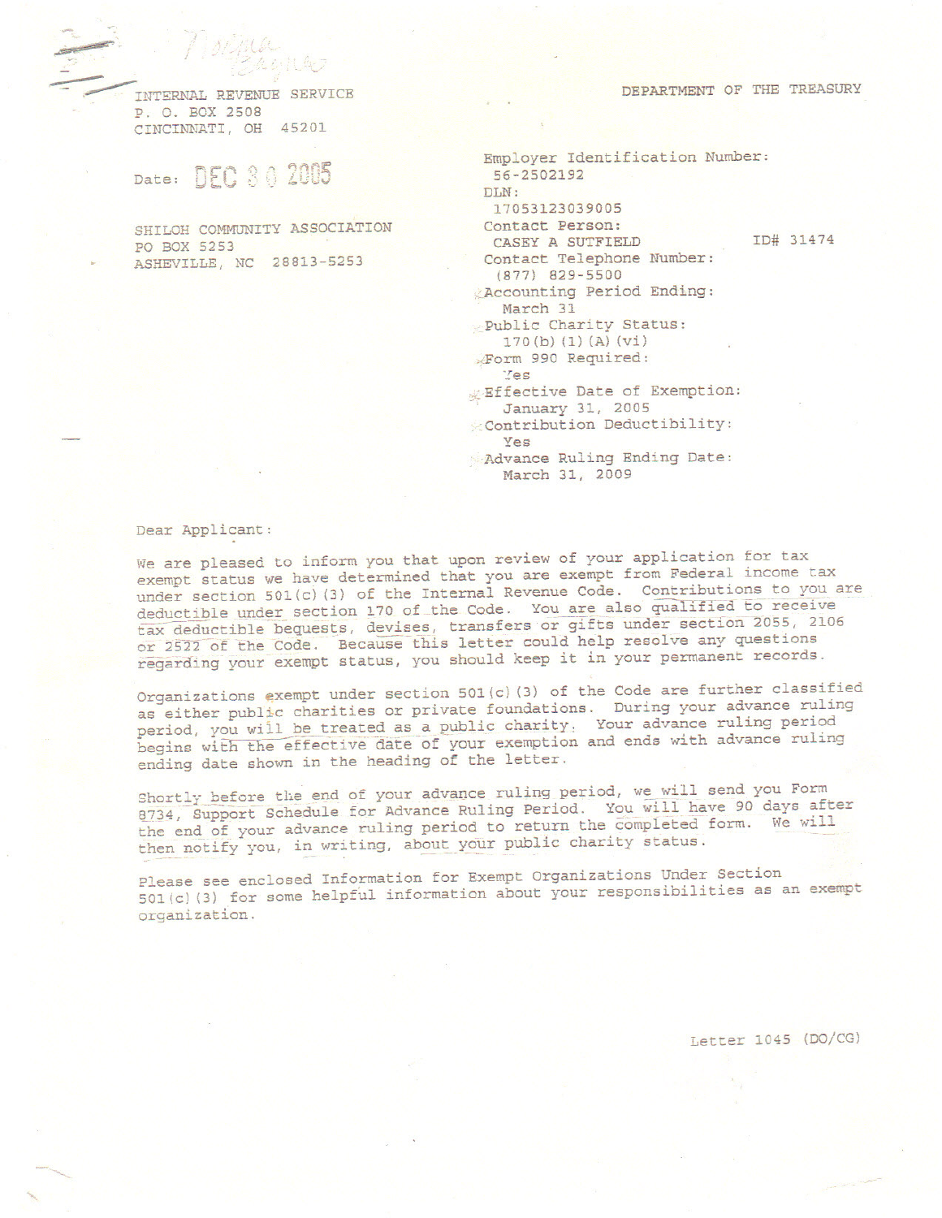INTERNAL REVENUE SERVICE
P. O. BOX 2508
CINCINNATI, OH 45201

DEPARTMENT OF THE TREASURY

Date: DEC 30 2005

SHILOH COMMUNITY ASSOCIATION
PO BOX 5253
ASHEVILLE, NC 28813-5253

Employer Identification Number:
56-2502192
DLN:
17053123039005
Contact Person:
CASEY A SUTFIELD ID# 31474
Contact Telephone Number:
(877) 829-5500
Accounting Period Ending:
March 31
Public Charity Status:
170(b)(1)(A)(vi)
Form 990 Required:
Yes
Effective Date of Exemption:
January 31, 2005
Contribution Deductibility:
Yes
Advance Ruling Ending Date:
March 31, 2009

Dear Applicant:

We are pleased to inform you that upon review of your application for tax exempt status we have determined that you are exempt from Federal income tax under section 501(c)(3) of the Internal Revenue Code. Contributions to you are deductible under section 170 of the Code. You are also qualified to receive tax deductible bequests, devises, transfers or gifts under section 2055, 2106 or 2522 of the Code. Because this letter could help resolve any questions regarding your exempt status, you should keep it in your permanent records.

Organizations exempt under section 501(c)(3) of the Code are further classified as either public charities or private foundations. During your advance ruling period, you will be treated as a public charity. Your advance ruling period begins with the effective date of your exemption and ends with advance ruling ending date shown in the heading of the letter.

Shortly before the end of your advance ruling period, we will send you Form 8734, Support Schedule for Advance Ruling Period. You will have 90 days after the end of your advance ruling period to return the completed form. We will then notify you, in writing, about your public charity status.

Please see enclosed Information for Exempt Organizations Under Section 501(c)(3) for some helpful information about your responsibilities as an exempt organization.

Letter 1045 (DO/CG)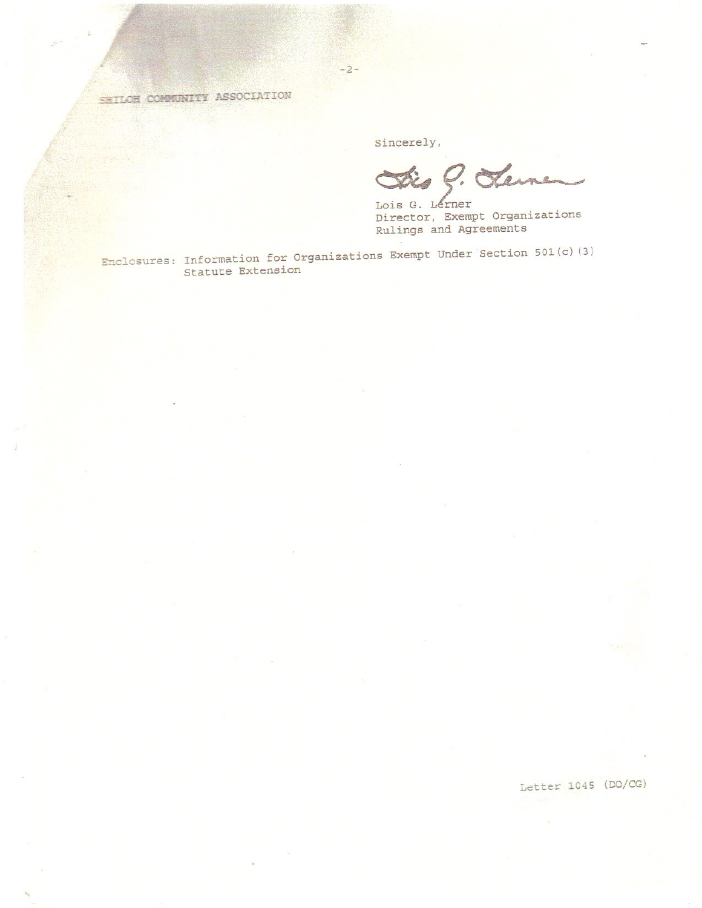SHILOH COMMUNITY ASSOCIATION

Sincerely,

Lois G. Lerner

Lois G. Lerner
Director, Exempt Organizations
Rulings and Agreements

Enclosures: Information for Organizations Exempt Under Section 501(c)(3)
Statute Extension

Letter 1045 (DO/CG)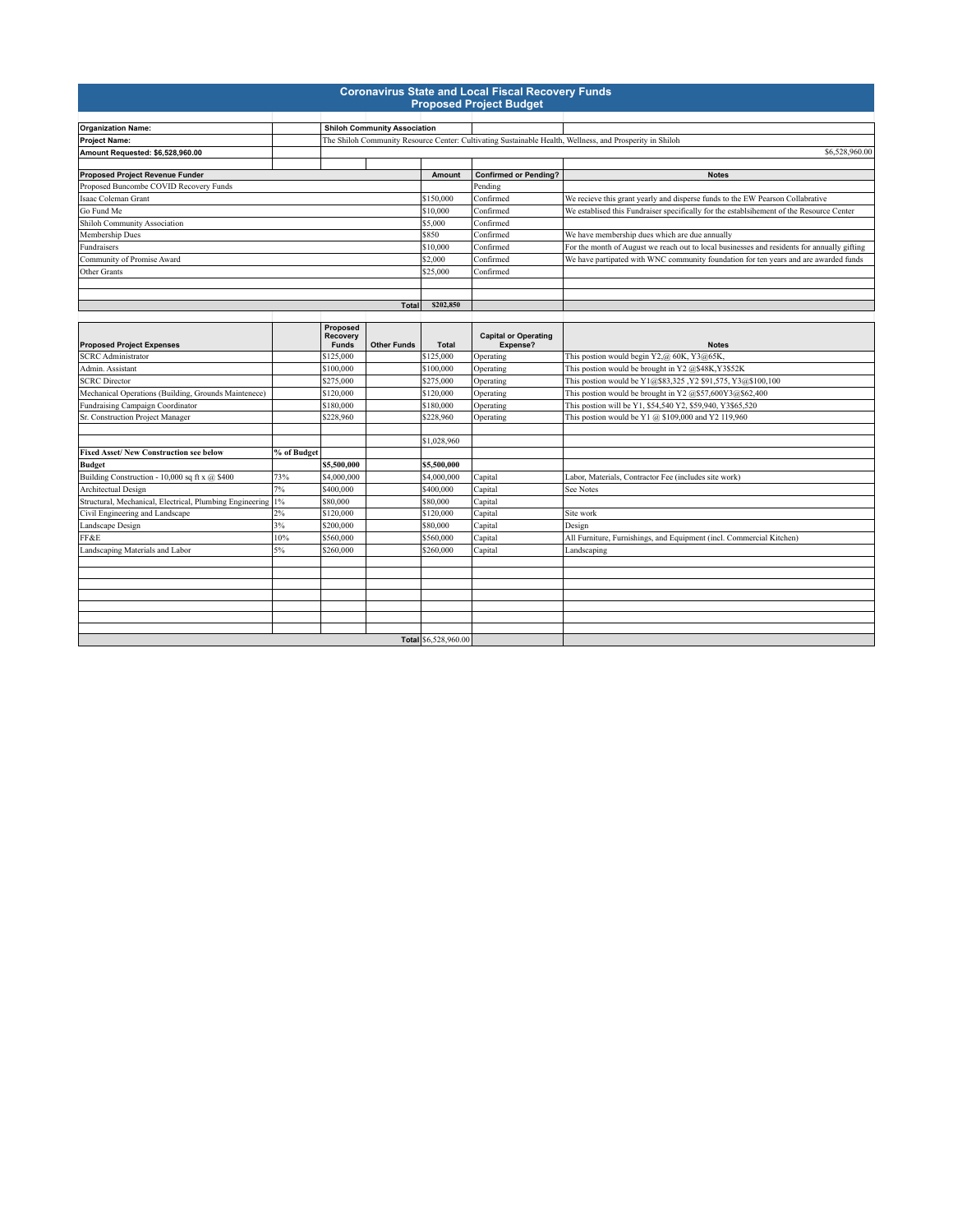## Coronavirus State and Local Fiscal Recovery Funds
## Proposed Project Budget

| | | | |
|---|---|---|---|
| **Organization Name:** | **Shiloh Community Association** | | |
| **Project Name:** | The Shiloh Community Resource Center: Cultivating Sustainable Health, Wellness, and Prosperity in Shiloh | | |
| **Amount Requested: $6,528,960.00** | | | $6,528,960.00 |

| Proposed Project Revenue Funder | Amount | Confirmed or Pending? | Notes |
|---|---|---|---|
| Proposed Buncombe COVID Recovery Funds | | Pending | |
| Isaac Coleman Grant | $150,000 | Confirmed | We recieve this grant yearly and disperse funds to the EW Pearson Collabrative |
| Go Fund Me | $10,000 | Confirmed | We establised this Fundraiser specifically for the establsihement of the Resource Center |
| Shiloh Community Association | $5,000 | Confirmed | |
| Membership Dues | $850 | Confirmed | We have membership dues which are due annually |
| Fundraisers | $10,000 | Confirmed | For the month of August we reach out to local businesses and residents for annually gifting |
| Community of Promise Award | $2,000 | Confirmed | We have partipated with WNC community foundation for ten years and are awarded funds |
| Other Grants | $25,000 | Confirmed | |
| | | | |
| | | | |
| **Total** | $202,850 | | |

| Proposed Project Expenses | | Proposed Recovery Funds | Other Funds | Total | Capital or Operating Expense? | Notes |
|---|---|---|---|---|---|---|
| SCRC Administrator | | $125,000 | | $125,000 | Operating | This postion would begin Y2,@ 60K, Y3@65K, |
| Admin. Assistant | | $100,000 | | $100,000 | Operating | This postion would be brought in Y2 @$48K,Y3$52K |
| SCRC Director | | $275,000 | | $275,000 | Operating | This postion would be Y1@$83,325 ,Y2 $91,575, Y3@$100,100 |
| Mechanical Operations (Building, Grounds Maintenece) | | $120,000 | | $120,000 | Operating | This postion would be brought in Y2 @$57,600Y3@$62,400 |
| Fundraising Campaign Coordinator | | $180,000 | | $180,000 | Operating | This postion will be Y1, $54,540 Y2, $59,940, Y3$65,520 |
| Sr. Construction Project Manager | | $228,960 | | $228,960 | Operating | This postion would be Y1 @ $109,000 and Y2 119,960 |
| | | | | | | |
| | | | | $1,028,960 | | |
| **Fixed Asset/ New Construction see below** | **% of Budget** | | | | | |
| **Budget** | | **$5,500,000** | | **$5,500,000** | | |
| Building Construction - 10,000 sq ft x @ $400 | 73% | $4,000,000 | | $4,000,000 | Capital | Labor, Materials, Contractor Fee (includes site work) |
| Architectual Design | 7% | $400,000 | | $400,000 | Capital | See Notes |
| Structural, Mechanical, Electrical, Plumbing Engineering | 1% | $80,000 | | $80,000 | Capital | |
| Civil Engineering and Landscape | 2% | $120,000 | | $120,000 | Capital | Site work |
| Landscape Design | 3% | $200,000 | | $80,000 | Capital | Design |
| FF&E | 10% | $560,000 | | $560,000 | Capital | All Furniture, Furnishings, and Equipment (incl. Commercial Kitchen) |
| Landscaping Materials and Labor | 5% | $260,000 | | $260,000 | Capital | Landscaping |
| | | | | | | |
| | | | | | | |
| | | | | | | |
| | | | | | | |
| | | | | | | |
| | | | | | | |
| | | | | | | |
| | | | **Total** | $6,528,960.00 | | |